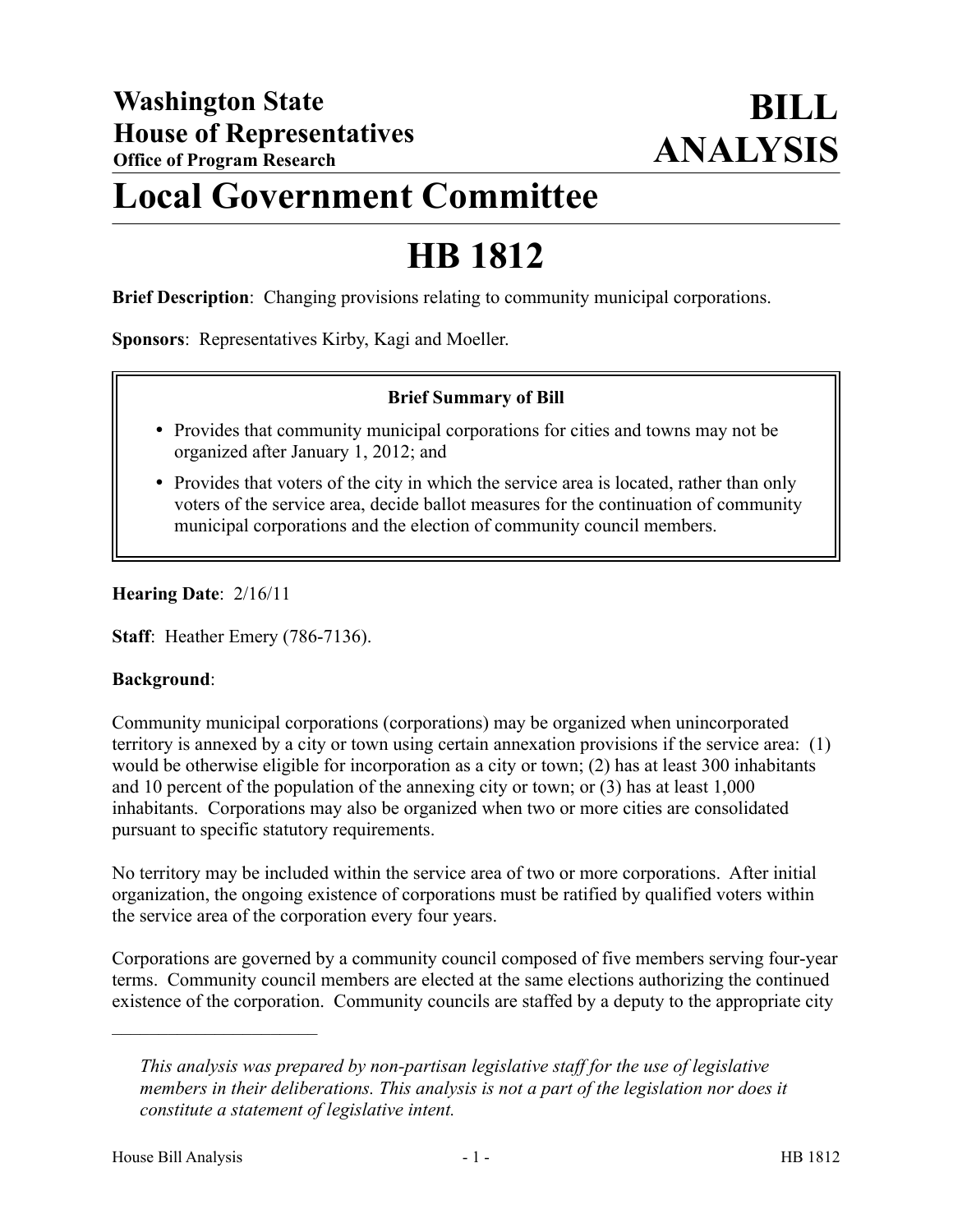**Washington State House of Representatives**
**Office of Program Research**

# BILL ANALYSIS

# Local Government Committee

# HB 1812

**Brief Description**: Changing provisions relating to community municipal corporations.

**Sponsors**: Representatives Kirby, Kagi and Moeller.

**Brief Summary of Bill**

- Provides that community municipal corporations for cities and towns may not be organized after January 1, 2012; and
- Provides that voters of the city in which the service area is located, rather than only voters of the service area, decide ballot measures for the continuation of community municipal corporations and the election of community council members.

**Hearing Date**: 2/16/11

**Staff**: Heather Emery (786-7136).

**Background**:

Community municipal corporations (corporations) may be organized when unincorporated territory is annexed by a city or town using certain annexation provisions if the service area: (1) would be otherwise eligible for incorporation as a city or town; (2) has at least 300 inhabitants and 10 percent of the population of the annexing city or town; or (3) has at least 1,000 inhabitants. Corporations may also be organized when two or more cities are consolidated pursuant to specific statutory requirements.

No territory may be included within the service area of two or more corporations. After initial organization, the ongoing existence of corporations must be ratified by qualified voters within the service area of the corporation every four years.

Corporations are governed by a community council composed of five members serving four-year terms. Community council members are elected at the same elections authorizing the continued existence of the corporation. Community councils are staffed by a deputy to the appropriate city

---

*This analysis was prepared by non-partisan legislative staff for the use of legislative members in their deliberations. This analysis is not a part of the legislation nor does it constitute a statement of legislative intent.*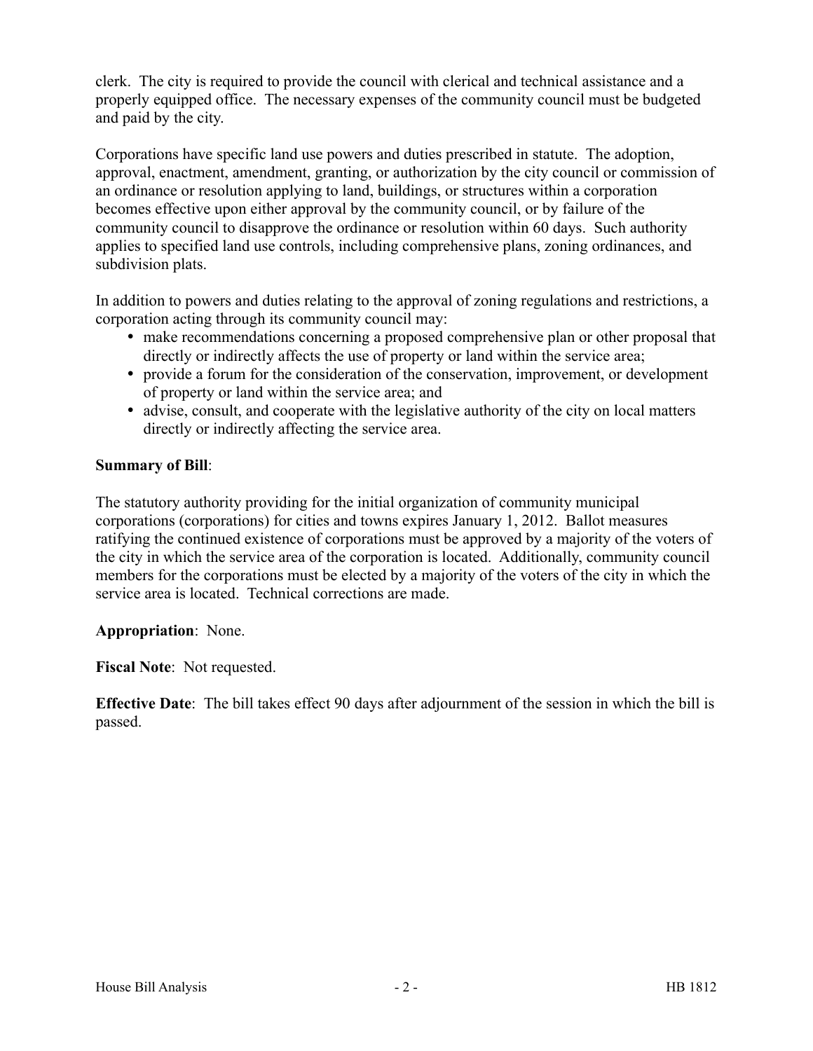clerk. The city is required to provide the council with clerical and technical assistance and a properly equipped office. The necessary expenses of the community council must be budgeted and paid by the city.

Corporations have specific land use powers and duties prescribed in statute. The adoption, approval, enactment, amendment, granting, or authorization by the city council or commission of an ordinance or resolution applying to land, buildings, or structures within a corporation becomes effective upon either approval by the community council, or by failure of the community council to disapprove the ordinance or resolution within 60 days. Such authority applies to specified land use controls, including comprehensive plans, zoning ordinances, and subdivision plats.

In addition to powers and duties relating to the approval of zoning regulations and restrictions, a corporation acting through its community council may:

- make recommendations concerning a proposed comprehensive plan or other proposal that directly or indirectly affects the use of property or land within the service area;
- provide a forum for the consideration of the conservation, improvement, or development of property or land within the service area; and
- advise, consult, and cooperate with the legislative authority of the city on local matters directly or indirectly affecting the service area.

**Summary of Bill**:

The statutory authority providing for the initial organization of community municipal corporations (corporations) for cities and towns expires January 1, 2012. Ballot measures ratifying the continued existence of corporations must be approved by a majority of the voters of the city in which the service area of the corporation is located. Additionally, community council members for the corporations must be elected by a majority of the voters of the city in which the service area is located. Technical corrections are made.

**Appropriation**: None.

**Fiscal Note**: Not requested.

**Effective Date**: The bill takes effect 90 days after adjournment of the session in which the bill is passed.